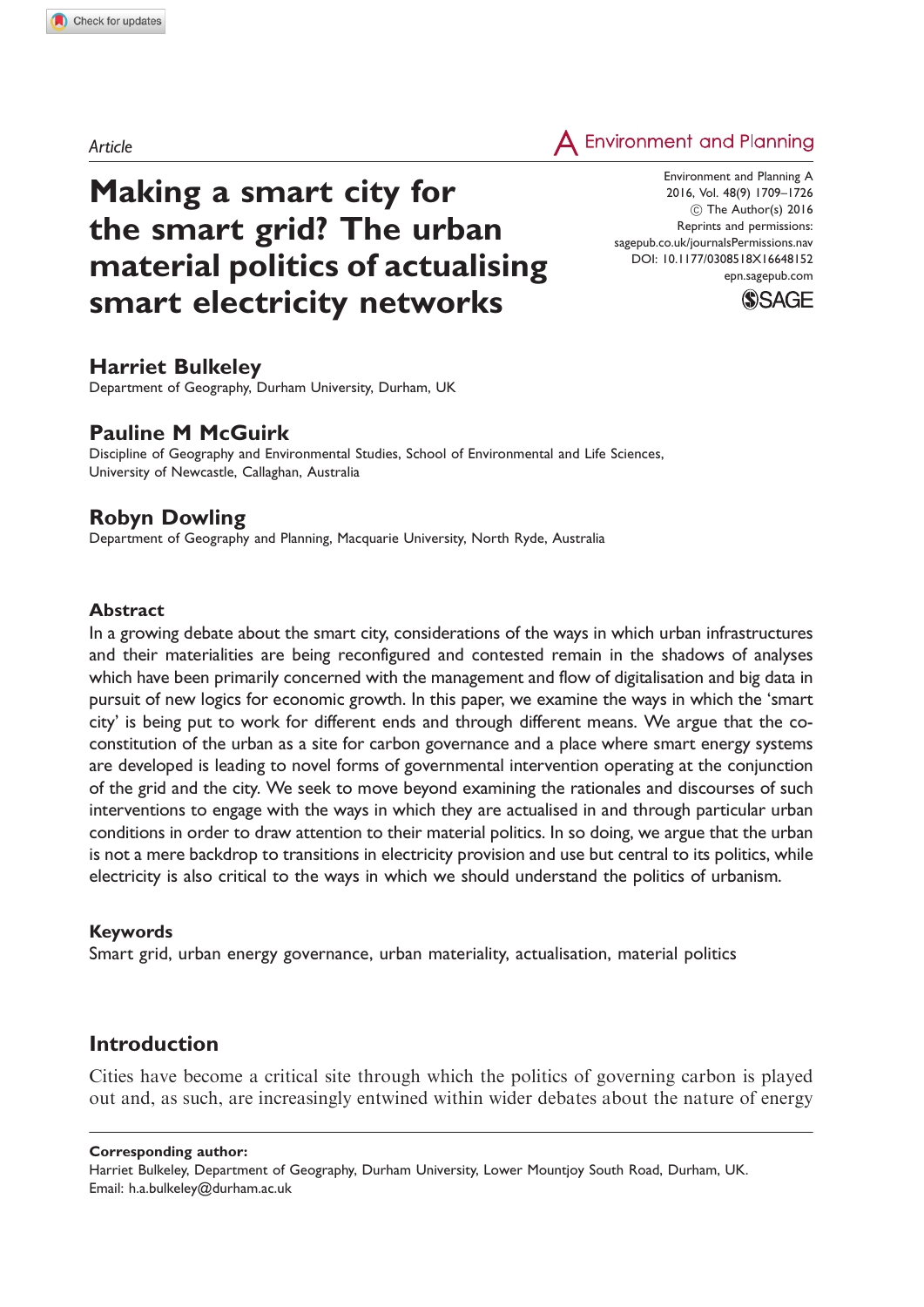Article

# Making a smart city for the smart grid? The urban material politics of actualising smart electricity networks

Environment and Planning A
2016, Vol. 48(9) 1709–1726
© The Author(s) 2016
Reprints and permissions: sagepub.co.uk/journalsPermissions.nav
DOI: 10.1177/0308518X16648152
epn.sagepub.com

**Harriet Bulkeley**
Department of Geography, Durham University, Durham, UK

**Pauline M McGuirk**
Discipline of Geography and Environmental Studies, School of Environmental and Life Sciences, University of Newcastle, Callaghan, Australia

**Robyn Dowling**
Department of Geography and Planning, Macquarie University, North Ryde, Australia

### Abstract

In a growing debate about the smart city, considerations of the ways in which urban infrastructures and their materialities are being reconfigured and contested remain in the shadows of analyses which have been primarily concerned with the management and flow of digitalisation and big data in pursuit of new logics for economic growth. In this paper, we examine the ways in which the 'smart city' is being put to work for different ends and through different means. We argue that the co-constitution of the urban as a site for carbon governance and a place where smart energy systems are developed is leading to novel forms of governmental intervention operating at the conjunction of the grid and the city. We seek to move beyond examining the rationales and discourses of such interventions to engage with the ways in which they are actualised in and through particular urban conditions in order to draw attention to their material politics. In so doing, we argue that the urban is not a mere backdrop to transitions in electricity provision and use but central to its politics, while electricity is also critical to the ways in which we should understand the politics of urbanism.

### Keywords

Smart grid, urban energy governance, urban materiality, actualisation, material politics

## Introduction

Cities have become a critical site through which the politics of governing carbon is played out and, as such, are increasingly entwined within wider debates about the nature of energy

**Corresponding author:**
Harriet Bulkeley, Department of Geography, Durham University, Lower Mountjoy South Road, Durham, UK.
Email: h.a.bulkeley@durham.ac.uk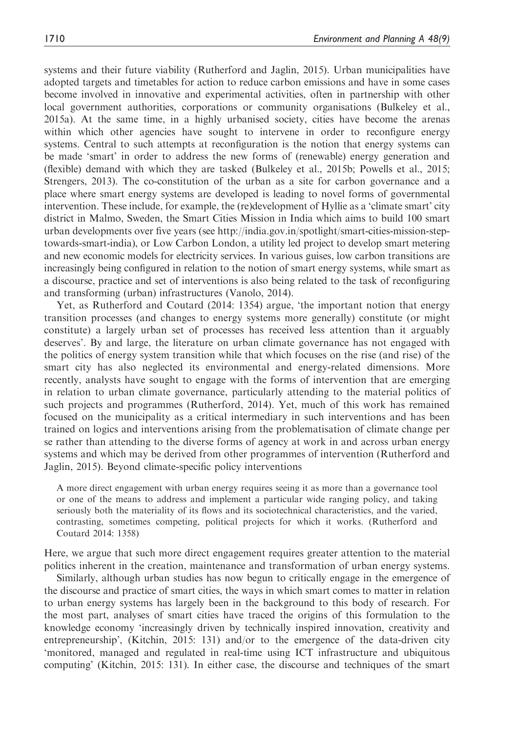systems and their future viability (Rutherford and Jaglin, 2015). Urban municipalities have adopted targets and timetables for action to reduce carbon emissions and have in some cases become involved in innovative and experimental activities, often in partnership with other local government authorities, corporations or community organisations (Bulkeley et al., 2015a). At the same time, in a highly urbanised society, cities have become the arenas within which other agencies have sought to intervene in order to reconfigure energy systems. Central to such attempts at reconfiguration is the notion that energy systems can be made 'smart' in order to address the new forms of (renewable) energy generation and (flexible) demand with which they are tasked (Bulkeley et al., 2015b; Powells et al., 2015; Strengers, 2013). The co-constitution of the urban as a site for carbon governance and a place where smart energy systems are developed is leading to novel forms of governmental intervention. These include, for example, the (re)development of Hyllie as a 'climate smart' city district in Malmo, Sweden, the Smart Cities Mission in India which aims to build 100 smart urban developments over five years (see http://india.gov.in/spotlight/smart-cities-mission-step-towards-smart-india), or Low Carbon London, a utility led project to develop smart metering and new economic models for electricity services. In various guises, low carbon transitions are increasingly being configured in relation to the notion of smart energy systems, while smart as a discourse, practice and set of interventions is also being related to the task of reconfiguring and transforming (urban) infrastructures (Vanolo, 2014).

Yet, as Rutherford and Coutard (2014: 1354) argue, 'the important notion that energy transition processes (and changes to energy systems more generally) constitute (or might constitute) a largely urban set of processes has received less attention than it arguably deserves'. By and large, the literature on urban climate governance has not engaged with the politics of energy system transition while that which focuses on the rise (and rise) of the smart city has also neglected its environmental and energy-related dimensions. More recently, analysts have sought to engage with the forms of intervention that are emerging in relation to urban climate governance, particularly attending to the material politics of such projects and programmes (Rutherford, 2014). Yet, much of this work has remained focused on the municipality as a critical intermediary in such interventions and has been trained on logics and interventions arising from the problematisation of climate change per se rather than attending to the diverse forms of agency at work in and across urban energy systems and which may be derived from other programmes of intervention (Rutherford and Jaglin, 2015). Beyond climate-specific policy interventions

> A more direct engagement with urban energy requires seeing it as more than a governance tool or one of the means to address and implement a particular wide ranging policy, and taking seriously both the materiality of its flows and its sociotechnical characteristics, and the varied, contrasting, sometimes competing, political projects for which it works. (Rutherford and Coutard 2014: 1358)

Here, we argue that such more direct engagement requires greater attention to the material politics inherent in the creation, maintenance and transformation of urban energy systems.

Similarly, although urban studies has now begun to critically engage in the emergence of the discourse and practice of smart cities, the ways in which smart comes to matter in relation to urban energy systems has largely been in the background to this body of research. For the most part, analyses of smart cities have traced the origins of this formulation to the knowledge economy 'increasingly driven by technically inspired innovation, creativity and entrepreneurship', (Kitchin, 2015: 131) and/or to the emergence of the data-driven city 'monitored, managed and regulated in real-time using ICT infrastructure and ubiquitous computing' (Kitchin, 2015: 131). In either case, the discourse and techniques of the smart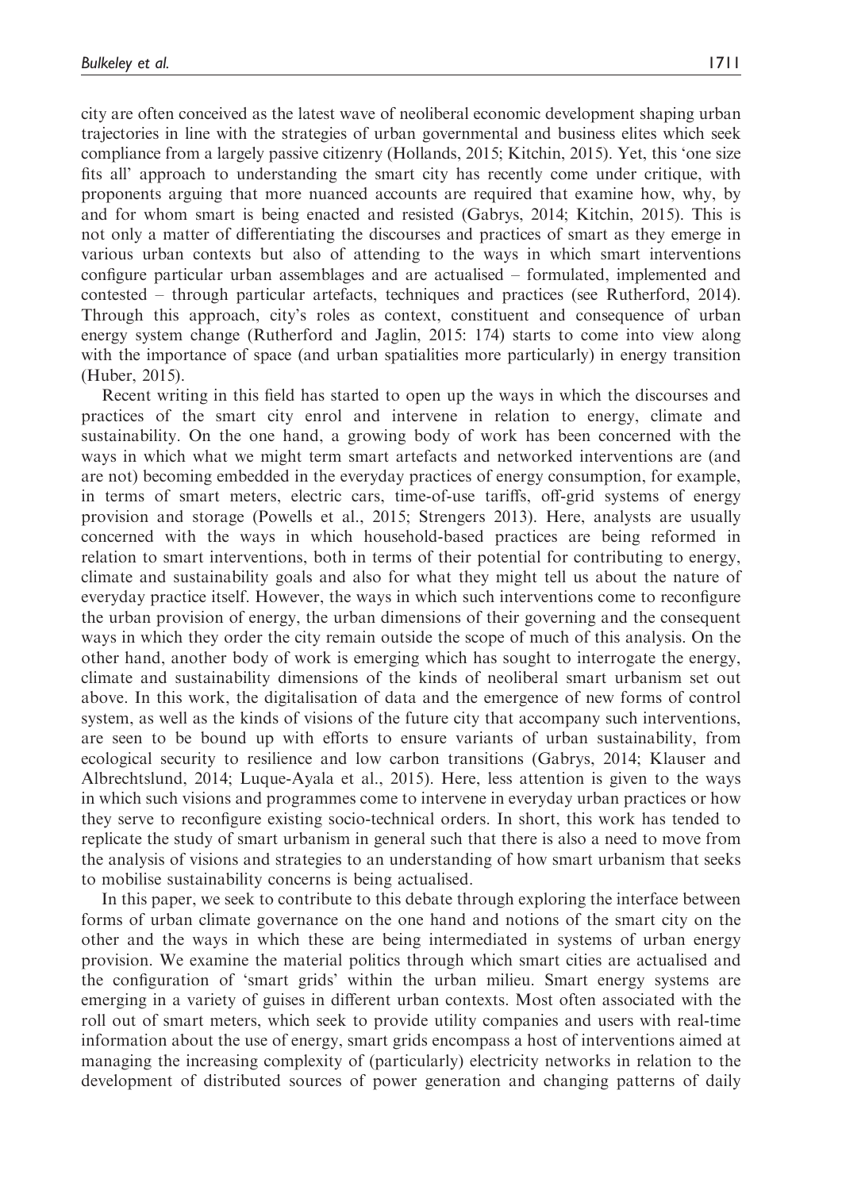city are often conceived as the latest wave of neoliberal economic development shaping urban trajectories in line with the strategies of urban governmental and business elites which seek compliance from a largely passive citizenry (Hollands, 2015; Kitchin, 2015). Yet, this 'one size fits all' approach to understanding the smart city has recently come under critique, with proponents arguing that more nuanced accounts are required that examine how, why, by and for whom smart is being enacted and resisted (Gabrys, 2014; Kitchin, 2015). This is not only a matter of differentiating the discourses and practices of smart as they emerge in various urban contexts but also of attending to the ways in which smart interventions configure particular urban assemblages and are actualised – formulated, implemented and contested – through particular artefacts, techniques and practices (see Rutherford, 2014). Through this approach, city's roles as context, constituent and consequence of urban energy system change (Rutherford and Jaglin, 2015: 174) starts to come into view along with the importance of space (and urban spatialities more particularly) in energy transition (Huber, 2015).

Recent writing in this field has started to open up the ways in which the discourses and practices of the smart city enrol and intervene in relation to energy, climate and sustainability. On the one hand, a growing body of work has been concerned with the ways in which what we might term smart artefacts and networked interventions are (and are not) becoming embedded in the everyday practices of energy consumption, for example, in terms of smart meters, electric cars, time-of-use tariffs, off-grid systems of energy provision and storage (Powells et al., 2015; Strengers 2013). Here, analysts are usually concerned with the ways in which household-based practices are being reformed in relation to smart interventions, both in terms of their potential for contributing to energy, climate and sustainability goals and also for what they might tell us about the nature of everyday practice itself. However, the ways in which such interventions come to reconfigure the urban provision of energy, the urban dimensions of their governing and the consequent ways in which they order the city remain outside the scope of much of this analysis. On the other hand, another body of work is emerging which has sought to interrogate the energy, climate and sustainability dimensions of the kinds of neoliberal smart urbanism set out above. In this work, the digitalisation of data and the emergence of new forms of control system, as well as the kinds of visions of the future city that accompany such interventions, are seen to be bound up with efforts to ensure variants of urban sustainability, from ecological security to resilience and low carbon transitions (Gabrys, 2014; Klauser and Albrechtslund, 2014; Luque-Ayala et al., 2015). Here, less attention is given to the ways in which such visions and programmes come to intervene in everyday urban practices or how they serve to reconfigure existing socio-technical orders. In short, this work has tended to replicate the study of smart urbanism in general such that there is also a need to move from the analysis of visions and strategies to an understanding of how smart urbanism that seeks to mobilise sustainability concerns is being actualised.

In this paper, we seek to contribute to this debate through exploring the interface between forms of urban climate governance on the one hand and notions of the smart city on the other and the ways in which these are being intermediated in systems of urban energy provision. We examine the material politics through which smart cities are actualised and the configuration of 'smart grids' within the urban milieu. Smart energy systems are emerging in a variety of guises in different urban contexts. Most often associated with the roll out of smart meters, which seek to provide utility companies and users with real-time information about the use of energy, smart grids encompass a host of interventions aimed at managing the increasing complexity of (particularly) electricity networks in relation to the development of distributed sources of power generation and changing patterns of daily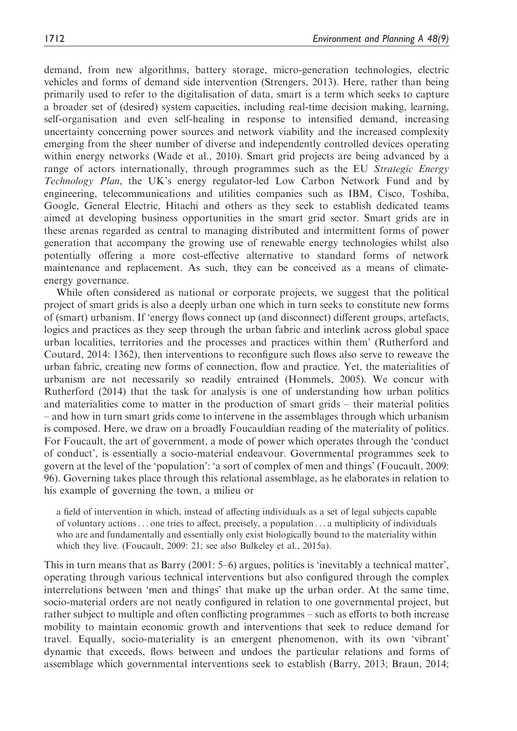demand, from new algorithms, battery storage, micro-generation technologies, electric vehicles and forms of demand side intervention (Strengers, 2013). Here, rather than being primarily used to refer to the digitalisation of data, smart is a term which seeks to capture a broader set of (desired) system capacities, including real-time decision making, learning, self-organisation and even self-healing in response to intensified demand, increasing uncertainty concerning power sources and network viability and the increased complexity emerging from the sheer number of diverse and independently controlled devices operating within energy networks (Wade et al., 2010). Smart grid projects are being advanced by a range of actors internationally, through programmes such as the EU *Strategic Energy Technology Plan*, the UK's energy regulator-led Low Carbon Network Fund and by engineering, telecommunications and utilities companies such as IBM, Cisco, Toshiba, Google, General Electric, Hitachi and others as they seek to establish dedicated teams aimed at developing business opportunities in the smart grid sector. Smart grids are in these arenas regarded as central to managing distributed and intermittent forms of power generation that accompany the growing use of renewable energy technologies whilst also potentially offering a more cost-effective alternative to standard forms of network maintenance and replacement. As such, they can be conceived as a means of climate-energy governance.

While often considered as national or corporate projects, we suggest that the political project of smart grids is also a deeply urban one which in turn seeks to constitute new forms of (smart) urbanism. If 'energy flows connect up (and disconnect) different groups, artefacts, logics and practices as they seep through the urban fabric and interlink across global space urban localities, territories and the processes and practices within them' (Rutherford and Coutard, 2014: 1362), then interventions to reconfigure such flows also serve to reweave the urban fabric, creating new forms of connection, flow and practice. Yet, the materialities of urbanism are not necessarily so readily entrained (Hommels, 2005). We concur with Rutherford (2014) that the task for analysis is one of understanding how urban politics and materialities come to matter in the production of smart grids – their material politics – and how in turn smart grids come to intervene in the assemblages through which urbanism is composed. Here, we draw on a broadly Foucauldian reading of the materiality of politics. For Foucault, the art of government, a mode of power which operates through the 'conduct of conduct', is essentially a socio-material endeavour. Governmental programmes seek to govern at the level of the 'population': 'a sort of complex of men and things' (Foucault, 2009: 96). Governing takes place through this relational assemblage, as he elaborates in relation to his example of governing the town, a milieu or

> a field of intervention in which, instead of affecting individuals as a set of legal subjects capable of voluntary actions . . . one tries to affect, precisely, a population . . . a multiplicity of individuals who are and fundamentally and essentially only exist biologically bound to the materiality within which they live. (Foucault, 2009: 21; see also Bulkeley et al., 2015a).

This in turn means that as Barry (2001: 5–6) argues, politics is 'inevitably a technical matter', operating through various technical interventions but also configured through the complex interrelations between 'men and things' that make up the urban order. At the same time, socio-material orders are not neatly configured in relation to one governmental project, but rather subject to multiple and often conflicting programmes – such as efforts to both increase mobility to maintain economic growth and interventions that seek to reduce demand for travel. Equally, socio-materiality is an emergent phenomenon, with its own 'vibrant' dynamic that exceeds, flows between and undoes the particular relations and forms of assemblage which governmental interventions seek to establish (Barry, 2013; Braun, 2014;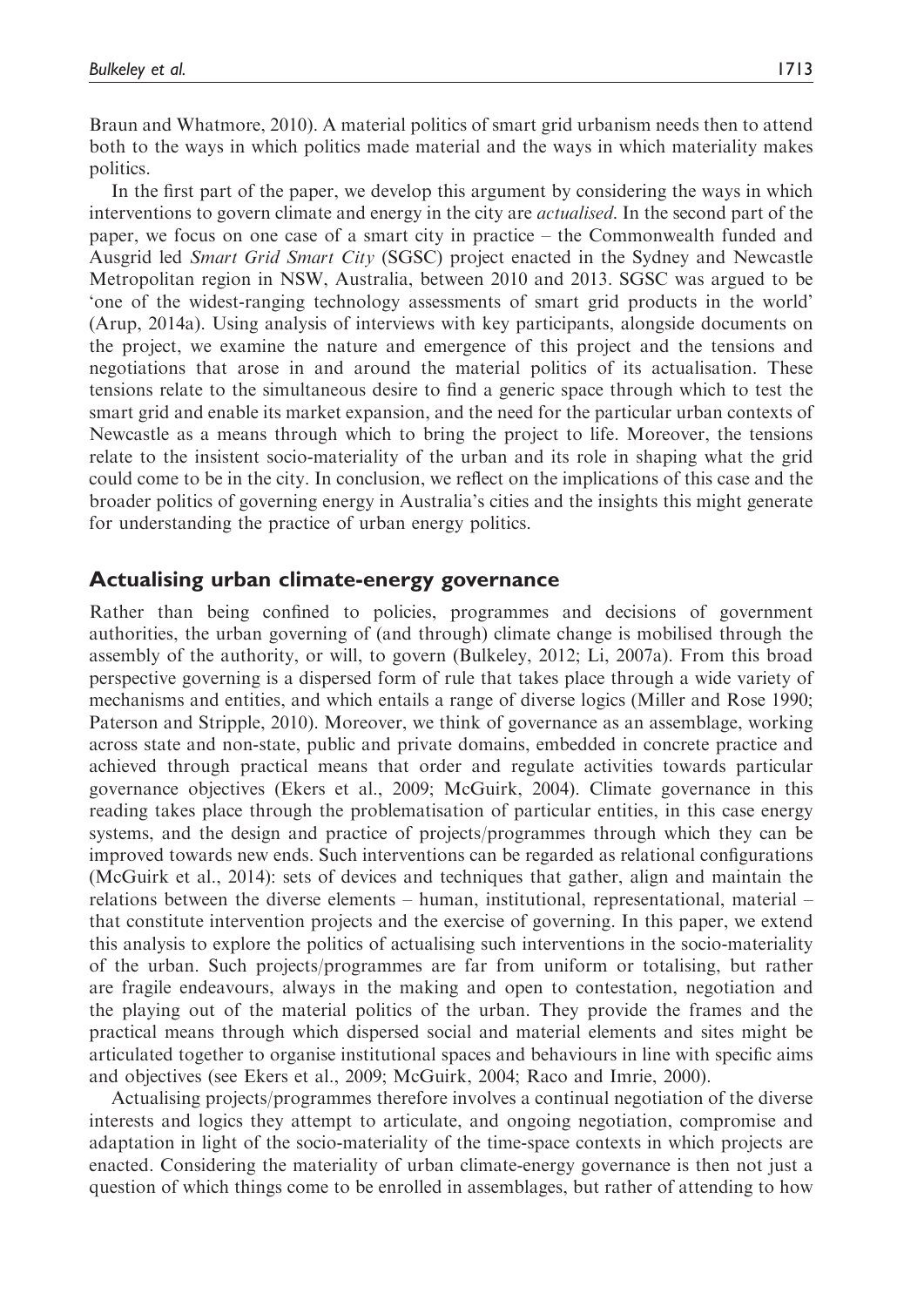Braun and Whatmore, 2010). A material politics of smart grid urbanism needs then to attend both to the ways in which politics made material and the ways in which materiality makes politics.

In the first part of the paper, we develop this argument by considering the ways in which interventions to govern climate and energy in the city are *actualised*. In the second part of the paper, we focus on one case of a smart city in practice – the Commonwealth funded and Ausgrid led *Smart Grid Smart City* (SGSC) project enacted in the Sydney and Newcastle Metropolitan region in NSW, Australia, between 2010 and 2013. SGSC was argued to be 'one of the widest-ranging technology assessments of smart grid products in the world' (Arup, 2014a). Using analysis of interviews with key participants, alongside documents on the project, we examine the nature and emergence of this project and the tensions and negotiations that arose in and around the material politics of its actualisation. These tensions relate to the simultaneous desire to find a generic space through which to test the smart grid and enable its market expansion, and the need for the particular urban contexts of Newcastle as a means through which to bring the project to life. Moreover, the tensions relate to the insistent socio-materiality of the urban and its role in shaping what the grid could come to be in the city. In conclusion, we reflect on the implications of this case and the broader politics of governing energy in Australia's cities and the insights this might generate for understanding the practice of urban energy politics.

## Actualising urban climate-energy governance

Rather than being confined to policies, programmes and decisions of government authorities, the urban governing of (and through) climate change is mobilised through the assembly of the authority, or will, to govern (Bulkeley, 2012; Li, 2007a). From this broad perspective governing is a dispersed form of rule that takes place through a wide variety of mechanisms and entities, and which entails a range of diverse logics (Miller and Rose 1990; Paterson and Stripple, 2010). Moreover, we think of governance as an assemblage, working across state and non-state, public and private domains, embedded in concrete practice and achieved through practical means that order and regulate activities towards particular governance objectives (Ekers et al., 2009; McGuirk, 2004). Climate governance in this reading takes place through the problematisation of particular entities, in this case energy systems, and the design and practice of projects/programmes through which they can be improved towards new ends. Such interventions can be regarded as relational configurations (McGuirk et al., 2014): sets of devices and techniques that gather, align and maintain the relations between the diverse elements – human, institutional, representational, material – that constitute intervention projects and the exercise of governing. In this paper, we extend this analysis to explore the politics of actualising such interventions in the socio-materiality of the urban. Such projects/programmes are far from uniform or totalising, but rather are fragile endeavours, always in the making and open to contestation, negotiation and the playing out of the material politics of the urban. They provide the frames and the practical means through which dispersed social and material elements and sites might be articulated together to organise institutional spaces and behaviours in line with specific aims and objectives (see Ekers et al., 2009; McGuirk, 2004; Raco and Imrie, 2000).

Actualising projects/programmes therefore involves a continual negotiation of the diverse interests and logics they attempt to articulate, and ongoing negotiation, compromise and adaptation in light of the socio-materiality of the time-space contexts in which projects are enacted. Considering the materiality of urban climate-energy governance is then not just a question of which things come to be enrolled in assemblages, but rather of attending to how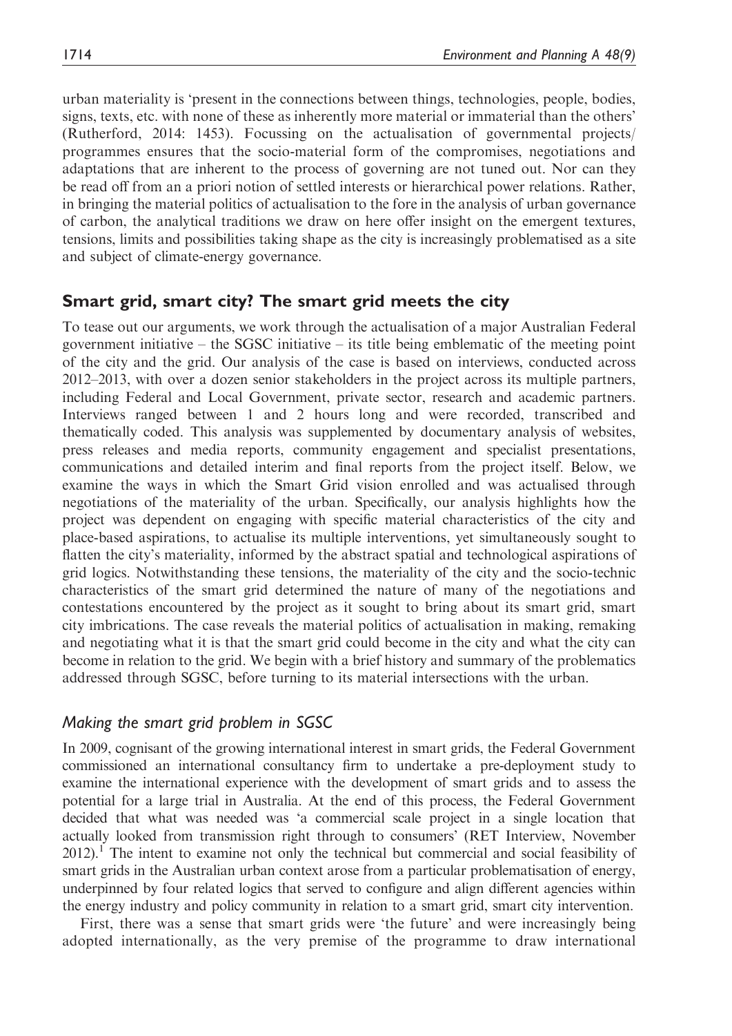urban materiality is 'present in the connections between things, technologies, people, bodies, signs, texts, etc. with none of these as inherently more material or immaterial than the others' (Rutherford, 2014: 1453). Focussing on the actualisation of governmental projects/programmes ensures that the socio-material form of the compromises, negotiations and adaptations that are inherent to the process of governing are not tuned out. Nor can they be read off from an a priori notion of settled interests or hierarchical power relations. Rather, in bringing the material politics of actualisation to the fore in the analysis of urban governance of carbon, the analytical traditions we draw on here offer insight on the emergent textures, tensions, limits and possibilities taking shape as the city is increasingly problematised as a site and subject of climate-energy governance.

## Smart grid, smart city? The smart grid meets the city

To tease out our arguments, we work through the actualisation of a major Australian Federal government initiative – the SGSC initiative – its title being emblematic of the meeting point of the city and the grid. Our analysis of the case is based on interviews, conducted across 2012–2013, with over a dozen senior stakeholders in the project across its multiple partners, including Federal and Local Government, private sector, research and academic partners. Interviews ranged between 1 and 2 hours long and were recorded, transcribed and thematically coded. This analysis was supplemented by documentary analysis of websites, press releases and media reports, community engagement and specialist presentations, communications and detailed interim and final reports from the project itself. Below, we examine the ways in which the Smart Grid vision enrolled and was actualised through negotiations of the materiality of the urban. Specifically, our analysis highlights how the project was dependent on engaging with specific material characteristics of the city and place-based aspirations, to actualise its multiple interventions, yet simultaneously sought to flatten the city's materiality, informed by the abstract spatial and technological aspirations of grid logics. Notwithstanding these tensions, the materiality of the city and the socio-technic characteristics of the smart grid determined the nature of many of the negotiations and contestations encountered by the project as it sought to bring about its smart grid, smart city imbrications. The case reveals the material politics of actualisation in making, remaking and negotiating what it is that the smart grid could become in the city and what the city can become in relation to the grid. We begin with a brief history and summary of the problematics addressed through SGSC, before turning to its material intersections with the urban.

### *Making the smart grid problem in SGSC*

In 2009, cognisant of the growing international interest in smart grids, the Federal Government commissioned an international consultancy firm to undertake a pre-deployment study to examine the international experience with the development of smart grids and to assess the potential for a large trial in Australia. At the end of this process, the Federal Government decided that what was needed was 'a commercial scale project in a single location that actually looked from transmission right through to consumers' (RET Interview, November 2012).[1] The intent to examine not only the technical but commercial and social feasibility of smart grids in the Australian urban context arose from a particular problematisation of energy, underpinned by four related logics that served to configure and align different agencies within the energy industry and policy community in relation to a smart grid, smart city intervention.

First, there was a sense that smart grids were 'the future' and were increasingly being adopted internationally, as the very premise of the programme to draw international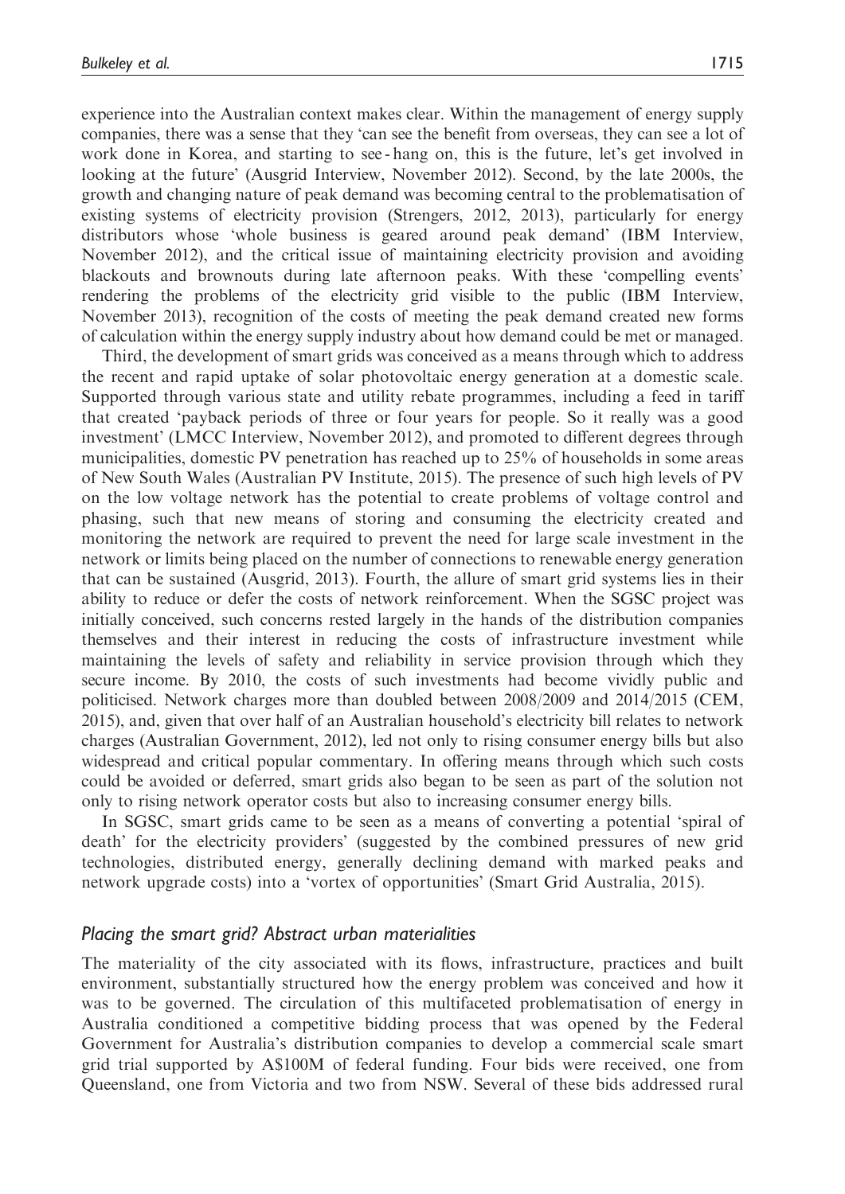experience into the Australian context makes clear. Within the management of energy supply companies, there was a sense that they 'can see the benefit from overseas, they can see a lot of work done in Korea, and starting to see - hang on, this is the future, let's get involved in looking at the future' (Ausgrid Interview, November 2012). Second, by the late 2000s, the growth and changing nature of peak demand was becoming central to the problematisation of existing systems of electricity provision (Strengers, 2012, 2013), particularly for energy distributors whose 'whole business is geared around peak demand' (IBM Interview, November 2012), and the critical issue of maintaining electricity provision and avoiding blackouts and brownouts during late afternoon peaks. With these 'compelling events' rendering the problems of the electricity grid visible to the public (IBM Interview, November 2013), recognition of the costs of meeting the peak demand created new forms of calculation within the energy supply industry about how demand could be met or managed.

Third, the development of smart grids was conceived as a means through which to address the recent and rapid uptake of solar photovoltaic energy generation at a domestic scale. Supported through various state and utility rebate programmes, including a feed in tariff that created 'payback periods of three or four years for people. So it really was a good investment' (LMCC Interview, November 2012), and promoted to different degrees through municipalities, domestic PV penetration has reached up to 25% of households in some areas of New South Wales (Australian PV Institute, 2015). The presence of such high levels of PV on the low voltage network has the potential to create problems of voltage control and phasing, such that new means of storing and consuming the electricity created and monitoring the network are required to prevent the need for large scale investment in the network or limits being placed on the number of connections to renewable energy generation that can be sustained (Ausgrid, 2013). Fourth, the allure of smart grid systems lies in their ability to reduce or defer the costs of network reinforcement. When the SGSC project was initially conceived, such concerns rested largely in the hands of the distribution companies themselves and their interest in reducing the costs of infrastructure investment while maintaining the levels of safety and reliability in service provision through which they secure income. By 2010, the costs of such investments had become vividly public and politicised. Network charges more than doubled between 2008/2009 and 2014/2015 (CEM, 2015), and, given that over half of an Australian household's electricity bill relates to network charges (Australian Government, 2012), led not only to rising consumer energy bills but also widespread and critical popular commentary. In offering means through which such costs could be avoided or deferred, smart grids also began to be seen as part of the solution not only to rising network operator costs but also to increasing consumer energy bills.

In SGSC, smart grids came to be seen as a means of converting a potential 'spiral of death' for the electricity providers' (suggested by the combined pressures of new grid technologies, distributed energy, generally declining demand with marked peaks and network upgrade costs) into a 'vortex of opportunities' (Smart Grid Australia, 2015).

### *Placing the smart grid? Abstract urban materialities*

The materiality of the city associated with its flows, infrastructure, practices and built environment, substantially structured how the energy problem was conceived and how it was to be governed. The circulation of this multifaceted problematisation of energy in Australia conditioned a competitive bidding process that was opened by the Federal Government for Australia's distribution companies to develop a commercial scale smart grid trial supported by A$100M of federal funding. Four bids were received, one from Queensland, one from Victoria and two from NSW. Several of these bids addressed rural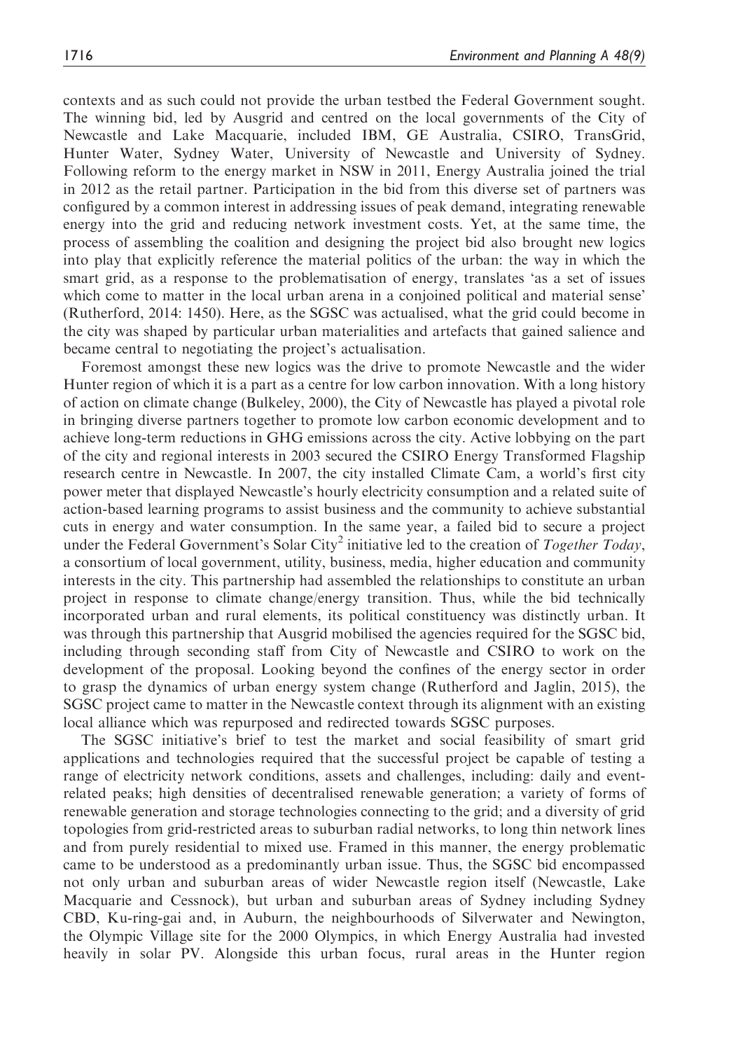contexts and as such could not provide the urban testbed the Federal Government sought. The winning bid, led by Ausgrid and centred on the local governments of the City of Newcastle and Lake Macquarie, included IBM, GE Australia, CSIRO, TransGrid, Hunter Water, Sydney Water, University of Newcastle and University of Sydney. Following reform to the energy market in NSW in 2011, Energy Australia joined the trial in 2012 as the retail partner. Participation in the bid from this diverse set of partners was configured by a common interest in addressing issues of peak demand, integrating renewable energy into the grid and reducing network investment costs. Yet, at the same time, the process of assembling the coalition and designing the project bid also brought new logics into play that explicitly reference the material politics of the urban: the way in which the smart grid, as a response to the problematisation of energy, translates 'as a set of issues which come to matter in the local urban arena in a conjoined political and material sense' (Rutherford, 2014: 1450). Here, as the SGSC was actualised, what the grid could become in the city was shaped by particular urban materialities and artefacts that gained salience and became central to negotiating the project's actualisation.

Foremost amongst these new logics was the drive to promote Newcastle and the wider Hunter region of which it is a part as a centre for low carbon innovation. With a long history of action on climate change (Bulkeley, 2000), the City of Newcastle has played a pivotal role in bringing diverse partners together to promote low carbon economic development and to achieve long-term reductions in GHG emissions across the city. Active lobbying on the part of the city and regional interests in 2003 secured the CSIRO Energy Transformed Flagship research centre in Newcastle. In 2007, the city installed Climate Cam, a world's first city power meter that displayed Newcastle's hourly electricity consumption and a related suite of action-based learning programs to assist business and the community to achieve substantial cuts in energy and water consumption. In the same year, a failed bid to secure a project under the Federal Government's Solar City[2] initiative led to the creation of *Together Today*, a consortium of local government, utility, business, media, higher education and community interests in the city. This partnership had assembled the relationships to constitute an urban project in response to climate change/energy transition. Thus, while the bid technically incorporated urban and rural elements, its political constituency was distinctly urban. It was through this partnership that Ausgrid mobilised the agencies required for the SGSC bid, including through seconding staff from City of Newcastle and CSIRO to work on the development of the proposal. Looking beyond the confines of the energy sector in order to grasp the dynamics of urban energy system change (Rutherford and Jaglin, 2015), the SGSC project came to matter in the Newcastle context through its alignment with an existing local alliance which was repurposed and redirected towards SGSC purposes.

The SGSC initiative's brief to test the market and social feasibility of smart grid applications and technologies required that the successful project be capable of testing a range of electricity network conditions, assets and challenges, including: daily and event-related peaks; high densities of decentralised renewable generation; a variety of forms of renewable generation and storage technologies connecting to the grid; and a diversity of grid topologies from grid-restricted areas to suburban radial networks, to long thin network lines and from purely residential to mixed use. Framed in this manner, the energy problematic came to be understood as a predominantly urban issue. Thus, the SGSC bid encompassed not only urban and suburban areas of wider Newcastle region itself (Newcastle, Lake Macquarie and Cessnock), but urban and suburban areas of Sydney including Sydney CBD, Ku-ring-gai and, in Auburn, the neighbourhoods of Silverwater and Newington, the Olympic Village site for the 2000 Olympics, in which Energy Australia had invested heavily in solar PV. Alongside this urban focus, rural areas in the Hunter region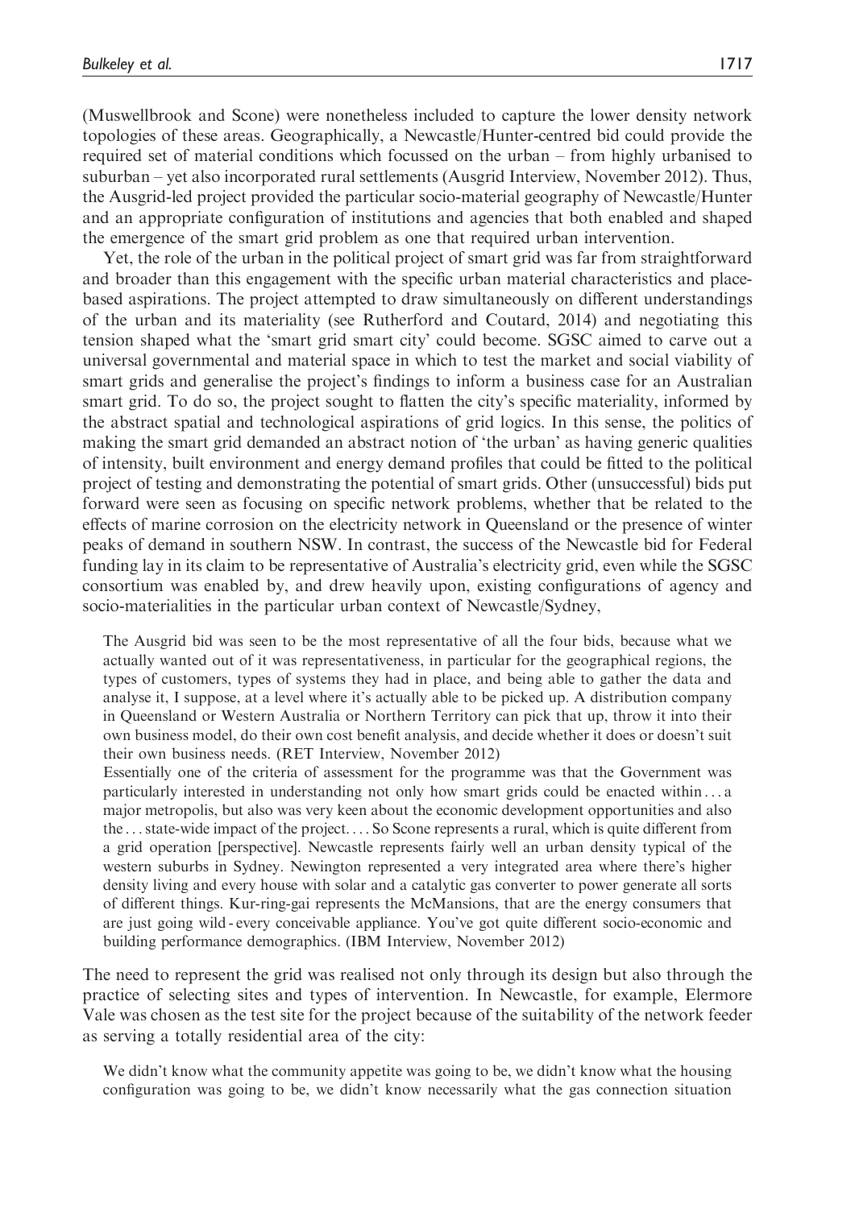(Muswellbrook and Scone) were nonetheless included to capture the lower density network topologies of these areas. Geographically, a Newcastle/Hunter-centred bid could provide the required set of material conditions which focussed on the urban – from highly urbanised to suburban – yet also incorporated rural settlements (Ausgrid Interview, November 2012). Thus, the Ausgrid-led project provided the particular socio-material geography of Newcastle/Hunter and an appropriate configuration of institutions and agencies that both enabled and shaped the emergence of the smart grid problem as one that required urban intervention.

Yet, the role of the urban in the political project of smart grid was far from straightforward and broader than this engagement with the specific urban material characteristics and place-based aspirations. The project attempted to draw simultaneously on different understandings of the urban and its materiality (see Rutherford and Coutard, 2014) and negotiating this tension shaped what the 'smart grid smart city' could become. SGSC aimed to carve out a universal governmental and material space in which to test the market and social viability of smart grids and generalise the project's findings to inform a business case for an Australian smart grid. To do so, the project sought to flatten the city's specific materiality, informed by the abstract spatial and technological aspirations of grid logics. In this sense, the politics of making the smart grid demanded an abstract notion of 'the urban' as having generic qualities of intensity, built environment and energy demand profiles that could be fitted to the political project of testing and demonstrating the potential of smart grids. Other (unsuccessful) bids put forward were seen as focusing on specific network problems, whether that be related to the effects of marine corrosion on the electricity network in Queensland or the presence of winter peaks of demand in southern NSW. In contrast, the success of the Newcastle bid for Federal funding lay in its claim to be representative of Australia's electricity grid, even while the SGSC consortium was enabled by, and drew heavily upon, existing configurations of agency and socio-materialities in the particular urban context of Newcastle/Sydney,

> The Ausgrid bid was seen to be the most representative of all the four bids, because what we actually wanted out of it was representativeness, in particular for the geographical regions, the types of customers, types of systems they had in place, and being able to gather the data and analyse it, I suppose, at a level where it's actually able to be picked up. A distribution company in Queensland or Western Australia or Northern Territory can pick that up, throw it into their own business model, do their own cost benefit analysis, and decide whether it does or doesn't suit their own business needs. (RET Interview, November 2012)
>
> Essentially one of the criteria of assessment for the programme was that the Government was particularly interested in understanding not only how smart grids could be enacted within . . . a major metropolis, but also was very keen about the economic development opportunities and also the . . . state-wide impact of the project. . . . So Scone represents a rural, which is quite different from a grid operation [perspective]. Newcastle represents fairly well an urban density typical of the western suburbs in Sydney. Newington represented a very integrated area where there's higher density living and every house with solar and a catalytic gas converter to power generate all sorts of different things. Kur-ring-gai represents the McMansions, that are the energy consumers that are just going wild - every conceivable appliance. You've got quite different socio-economic and building performance demographics. (IBM Interview, November 2012)

The need to represent the grid was realised not only through its design but also through the practice of selecting sites and types of intervention. In Newcastle, for example, Elermore Vale was chosen as the test site for the project because of the suitability of the network feeder as serving a totally residential area of the city:

> We didn't know what the community appetite was going to be, we didn't know what the housing configuration was going to be, we didn't know necessarily what the gas connection situation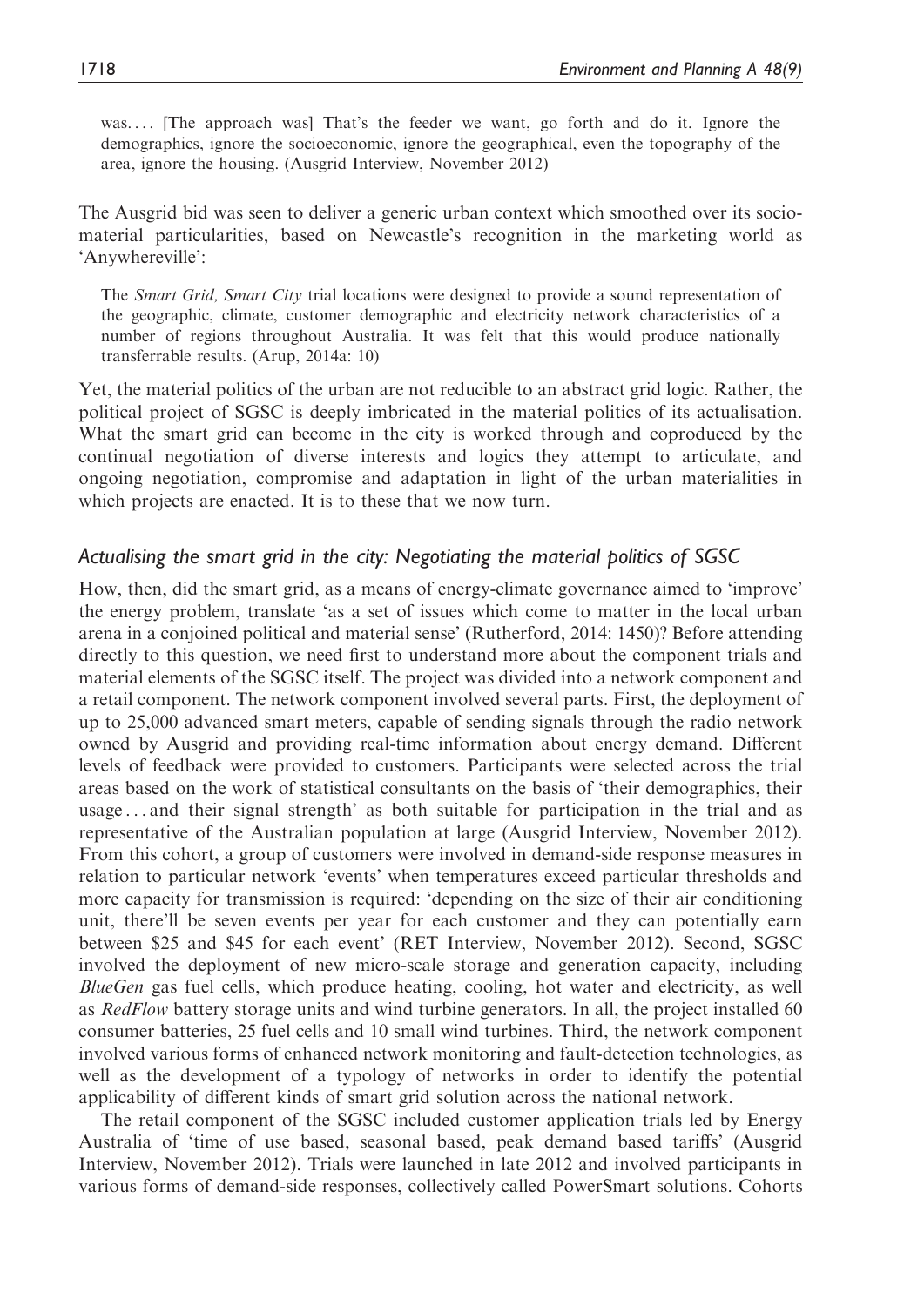> was.... [The approach was] That's the feeder we want, go forth and do it. Ignore the demographics, ignore the socioeconomic, ignore the geographical, even the topography of the area, ignore the housing. (Ausgrid Interview, November 2012)

The Ausgrid bid was seen to deliver a generic urban context which smoothed over its socio-material particularities, based on Newcastle's recognition in the marketing world as 'Anywhereville':

> The *Smart Grid, Smart City* trial locations were designed to provide a sound representation of the geographic, climate, customer demographic and electricity network characteristics of a number of regions throughout Australia. It was felt that this would produce nationally transferrable results. (Arup, 2014a: 10)

Yet, the material politics of the urban are not reducible to an abstract grid logic. Rather, the political project of SGSC is deeply imbricated in the material politics of its actualisation. What the smart grid can become in the city is worked through and coproduced by the continual negotiation of diverse interests and logics they attempt to articulate, and ongoing negotiation, compromise and adaptation in light of the urban materialities in which projects are enacted. It is to these that we now turn.

### *Actualising the smart grid in the city: Negotiating the material politics of SGSC*

How, then, did the smart grid, as a means of energy-climate governance aimed to 'improve' the energy problem, translate 'as a set of issues which come to matter in the local urban arena in a conjoined political and material sense' (Rutherford, 2014: 1450)? Before attending directly to this question, we need first to understand more about the component trials and material elements of the SGSC itself. The project was divided into a network component and a retail component. The network component involved several parts. First, the deployment of up to 25,000 advanced smart meters, capable of sending signals through the radio network owned by Ausgrid and providing real-time information about energy demand. Different levels of feedback were provided to customers. Participants were selected across the trial areas based on the work of statistical consultants on the basis of 'their demographics, their usage... and their signal strength' as both suitable for participation in the trial and as representative of the Australian population at large (Ausgrid Interview, November 2012). From this cohort, a group of customers were involved in demand-side response measures in relation to particular network 'events' when temperatures exceed particular thresholds and more capacity for transmission is required: 'depending on the size of their air conditioning unit, there'll be seven events per year for each customer and they can potentially earn between $25 and $45 for each event' (RET Interview, November 2012). Second, SGSC involved the deployment of new micro-scale storage and generation capacity, including *BlueGen* gas fuel cells, which produce heating, cooling, hot water and electricity, as well as *RedFlow* battery storage units and wind turbine generators. In all, the project installed 60 consumer batteries, 25 fuel cells and 10 small wind turbines. Third, the network component involved various forms of enhanced network monitoring and fault-detection technologies, as well as the development of a typology of networks in order to identify the potential applicability of different kinds of smart grid solution across the national network.

The retail component of the SGSC included customer application trials led by Energy Australia of 'time of use based, seasonal based, peak demand based tariffs' (Ausgrid Interview, November 2012). Trials were launched in late 2012 and involved participants in various forms of demand-side responses, collectively called PowerSmart solutions. Cohorts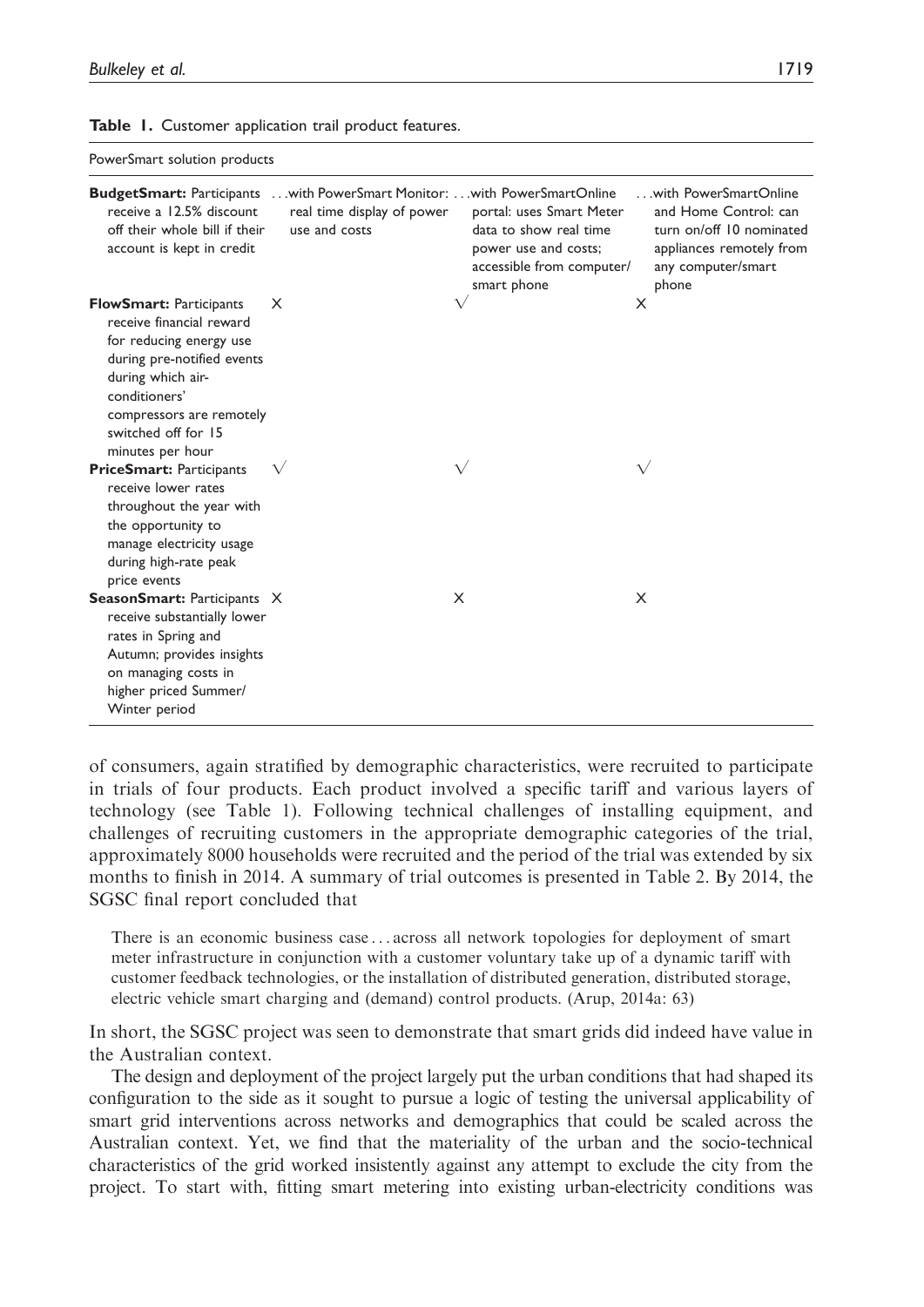**Table 1.** Customer application trail product features.

| PowerSmart solution products | | | |
|---|---|---|---|
| **BudgetSmart:** Participants receive a 12.5% discount off their whole bill if their account is kept in credit | . . .with PowerSmart Monitor: real time display of power use and costs | . . .with PowerSmartOnline portal: uses Smart Meter data to show real time power use and costs; accessible from computer/ smart phone | . . .with PowerSmartOnline and Home Control: can turn on/off 10 nominated appliances remotely from any computer/smart phone |
| **FlowSmart:** Participants receive financial reward for reducing energy use during pre-notified events during which air-conditioners' compressors are remotely switched off for 15 minutes per hour | X | √ | X |
| **PriceSmart:** Participants receive lower rates throughout the year with the opportunity to manage electricity usage during high-rate peak price events | √ | √ | √ |
| **SeasonSmart:** Participants receive substantially lower rates in Spring and Autumn; provides insights on managing costs in higher priced Summer/ Winter period | X | X | X |

of consumers, again stratified by demographic characteristics, were recruited to participate in trials of four products. Each product involved a specific tariff and various layers of technology (see Table 1). Following technical challenges of installing equipment, and challenges of recruiting customers in the appropriate demographic categories of the trial, approximately 8000 households were recruited and the period of the trial was extended by six months to finish in 2014. A summary of trial outcomes is presented in Table 2. By 2014, the SGSC final report concluded that

> There is an economic business case . . . across all network topologies for deployment of smart meter infrastructure in conjunction with a customer voluntary take up of a dynamic tariff with customer feedback technologies, or the installation of distributed generation, distributed storage, electric vehicle smart charging and (demand) control products. (Arup, 2014a: 63)

In short, the SGSC project was seen to demonstrate that smart grids did indeed have value in the Australian context.

The design and deployment of the project largely put the urban conditions that had shaped its configuration to the side as it sought to pursue a logic of testing the universal applicability of smart grid interventions across networks and demographics that could be scaled across the Australian context. Yet, we find that the materiality of the urban and the socio-technical characteristics of the grid worked insistently against any attempt to exclude the city from the project. To start with, fitting smart metering into existing urban-electricity conditions was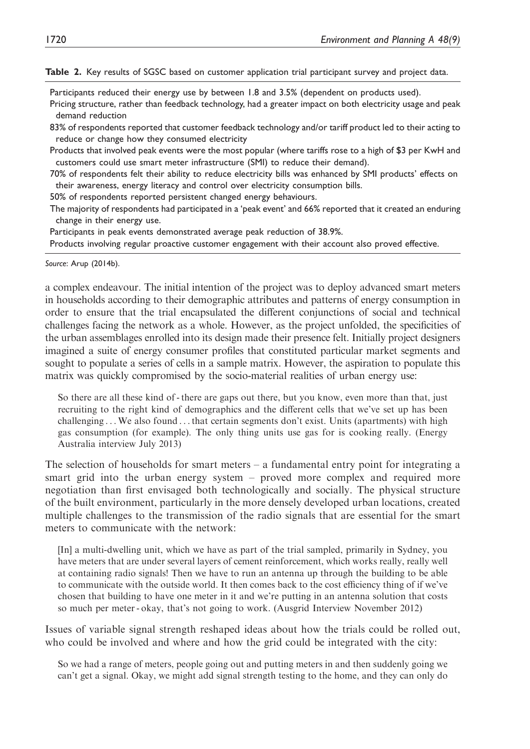**Table 2.** Key results of SGSC based on customer application trial participant survey and project data.

| |
|---|
| Participants reduced their energy use by between 1.8 and 3.5% (dependent on products used). |
| Pricing structure, rather than feedback technology, had a greater impact on both electricity usage and peak demand reduction |
| 83% of respondents reported that customer feedback technology and/or tariff product led to their acting to reduce or change how they consumed electricity |
| Products that involved peak events were the most popular (where tariffs rose to a high of $3 per KwH and customers could use smart meter infrastructure (SMI) to reduce their demand). |
| 70% of respondents felt their ability to reduce electricity bills was enhanced by SMI products' effects on their awareness, energy literacy and control over electricity consumption bills. |
| 50% of respondents reported persistent changed energy behaviours. |
| The majority of respondents had participated in a 'peak event' and 66% reported that it created an enduring change in their energy use. |
| Participants in peak events demonstrated average peak reduction of 38.9%. |
| Products involving regular proactive customer engagement with their account also proved effective. |

*Source*: Arup (2014b).

a complex endeavour. The initial intention of the project was to deploy advanced smart meters in households according to their demographic attributes and patterns of energy consumption in order to ensure that the trial encapsulated the different conjunctions of social and technical challenges facing the network as a whole. However, as the project unfolded, the specificities of the urban assemblages enrolled into its design made their presence felt. Initially project designers imagined a suite of energy consumer profiles that constituted particular market segments and sought to populate a series of cells in a sample matrix. However, the aspiration to populate this matrix was quickly compromised by the socio-material realities of urban energy use:

> So there are all these kind of - there are gaps out there, but you know, even more than that, just recruiting to the right kind of demographics and the different cells that we've set up has been challenging ... We also found ... that certain segments don't exist. Units (apartments) with high gas consumption (for example). The only thing units use gas for is cooking really. (Energy Australia interview July 2013)

The selection of households for smart meters – a fundamental entry point for integrating a smart grid into the urban energy system – proved more complex and required more negotiation than first envisaged both technologically and socially. The physical structure of the built environment, particularly in the more densely developed urban locations, created multiple challenges to the transmission of the radio signals that are essential for the smart meters to communicate with the network:

> [In] a multi-dwelling unit, which we have as part of the trial sampled, primarily in Sydney, you have meters that are under several layers of cement reinforcement, which works really, really well at containing radio signals! Then we have to run an antenna up through the building to be able to communicate with the outside world. It then comes back to the cost efficiency thing of if we've chosen that building to have one meter in it and we're putting in an antenna solution that costs so much per meter - okay, that's not going to work. (Ausgrid Interview November 2012)

Issues of variable signal strength reshaped ideas about how the trials could be rolled out, who could be involved and where and how the grid could be integrated with the city:

> So we had a range of meters, people going out and putting meters in and then suddenly going we can't get a signal. Okay, we might add signal strength testing to the home, and they can only do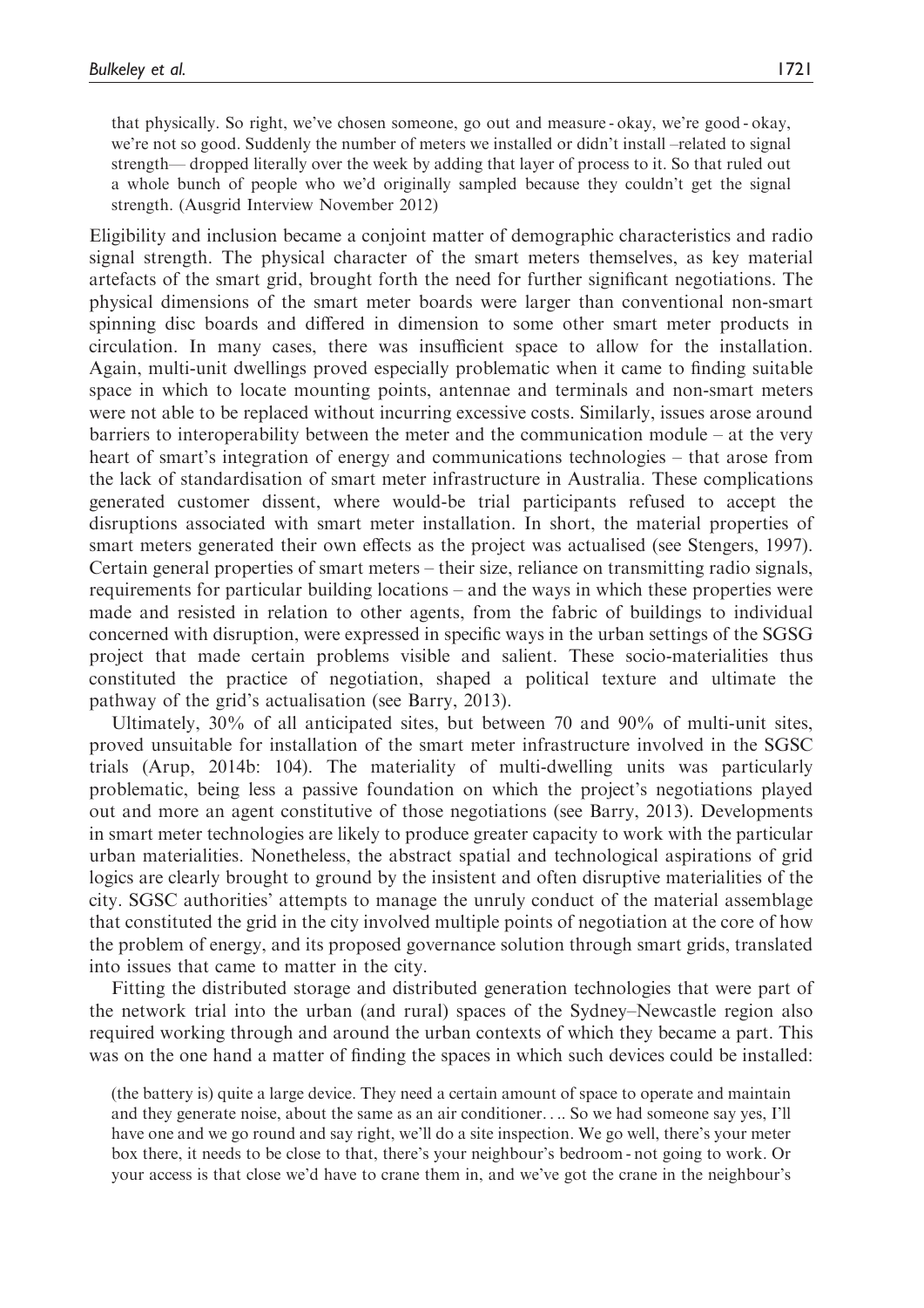> that physically. So right, we've chosen someone, go out and measure - okay, we're good - okay, we're not so good. Suddenly the number of meters we installed or didn't install –related to signal strength— dropped literally over the week by adding that layer of process to it. So that ruled out a whole bunch of people who we'd originally sampled because they couldn't get the signal strength. (Ausgrid Interview November 2012)

Eligibility and inclusion became a conjoint matter of demographic characteristics and radio signal strength. The physical character of the smart meters themselves, as key material artefacts of the smart grid, brought forth the need for further significant negotiations. The physical dimensions of the smart meter boards were larger than conventional non-smart spinning disc boards and differed in dimension to some other smart meter products in circulation. In many cases, there was insufficient space to allow for the installation. Again, multi-unit dwellings proved especially problematic when it came to finding suitable space in which to locate mounting points, antennae and terminals and non-smart meters were not able to be replaced without incurring excessive costs. Similarly, issues arose around barriers to interoperability between the meter and the communication module – at the very heart of smart's integration of energy and communications technologies – that arose from the lack of standardisation of smart meter infrastructure in Australia. These complications generated customer dissent, where would-be trial participants refused to accept the disruptions associated with smart meter installation. In short, the material properties of smart meters generated their own effects as the project was actualised (see Stengers, 1997). Certain general properties of smart meters – their size, reliance on transmitting radio signals, requirements for particular building locations – and the ways in which these properties were made and resisted in relation to other agents, from the fabric of buildings to individual concerned with disruption, were expressed in specific ways in the urban settings of the SGSG project that made certain problems visible and salient. These socio-materialities thus constituted the practice of negotiation, shaped a political texture and ultimate the pathway of the grid's actualisation (see Barry, 2013).

Ultimately, 30% of all anticipated sites, but between 70 and 90% of multi-unit sites, proved unsuitable for installation of the smart meter infrastructure involved in the SGSC trials (Arup, 2014b: 104). The materiality of multi-dwelling units was particularly problematic, being less a passive foundation on which the project's negotiations played out and more an agent constitutive of those negotiations (see Barry, 2013). Developments in smart meter technologies are likely to produce greater capacity to work with the particular urban materialities. Nonetheless, the abstract spatial and technological aspirations of grid logics are clearly brought to ground by the insistent and often disruptive materialities of the city. SGSC authorities' attempts to manage the unruly conduct of the material assemblage that constituted the grid in the city involved multiple points of negotiation at the core of how the problem of energy, and its proposed governance solution through smart grids, translated into issues that came to matter in the city.

Fitting the distributed storage and distributed generation technologies that were part of the network trial into the urban (and rural) spaces of the Sydney–Newcastle region also required working through and around the urban contexts of which they became a part. This was on the one hand a matter of finding the spaces in which such devices could be installed:

> (the battery is) quite a large device. They need a certain amount of space to operate and maintain and they generate noise, about the same as an air conditioner.... So we had someone say yes, I'll have one and we go round and say right, we'll do a site inspection. We go well, there's your meter box there, it needs to be close to that, there's your neighbour's bedroom - not going to work. Or your access is that close we'd have to crane them in, and we've got the crane in the neighbour's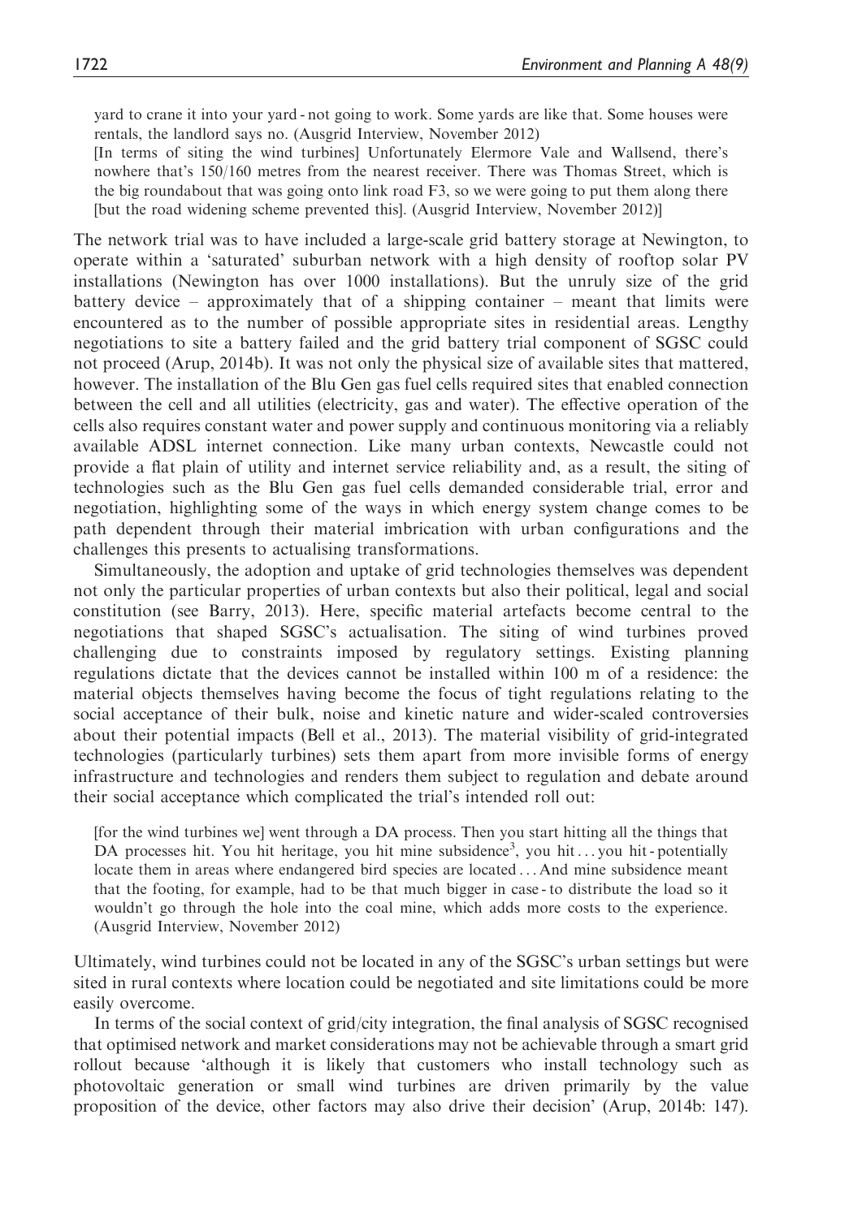> yard to crane it into your yard - not going to work. Some yards are like that. Some houses were rentals, the landlord says no. (Ausgrid Interview, November 2012)
>
> [In terms of siting the wind turbines] Unfortunately Elermore Vale and Wallsend, there's nowhere that's 150/160 metres from the nearest receiver. There was Thomas Street, which is the big roundabout that was going onto link road F3, so we were going to put them along there [but the road widening scheme prevented this]. (Ausgrid Interview, November 2012)]

The network trial was to have included a large-scale grid battery storage at Newington, to operate within a 'saturated' suburban network with a high density of rooftop solar PV installations (Newington has over 1000 installations). But the unruly size of the grid battery device – approximately that of a shipping container – meant that limits were encountered as to the number of possible appropriate sites in residential areas. Lengthy negotiations to site a battery failed and the grid battery trial component of SGSC could not proceed (Arup, 2014b). It was not only the physical size of available sites that mattered, however. The installation of the Blu Gen gas fuel cells required sites that enabled connection between the cell and all utilities (electricity, gas and water). The effective operation of the cells also requires constant water and power supply and continuous monitoring via a reliably available ADSL internet connection. Like many urban contexts, Newcastle could not provide a flat plain of utility and internet service reliability and, as a result, the siting of technologies such as the Blu Gen gas fuel cells demanded considerable trial, error and negotiation, highlighting some of the ways in which energy system change comes to be path dependent through their material imbrication with urban configurations and the challenges this presents to actualising transformations.

Simultaneously, the adoption and uptake of grid technologies themselves was dependent not only the particular properties of urban contexts but also their political, legal and social constitution (see Barry, 2013). Here, specific material artefacts become central to the negotiations that shaped SGSC's actualisation. The siting of wind turbines proved challenging due to constraints imposed by regulatory settings. Existing planning regulations dictate that the devices cannot be installed within 100 m of a residence: the material objects themselves having become the focus of tight regulations relating to the social acceptance of their bulk, noise and kinetic nature and wider-scaled controversies about their potential impacts (Bell et al., 2013). The material visibility of grid-integrated technologies (particularly turbines) sets them apart from more invisible forms of energy infrastructure and technologies and renders them subject to regulation and debate around their social acceptance which complicated the trial's intended roll out:

> [for the wind turbines we] went through a DA process. Then you start hitting all the things that DA processes hit. You hit heritage, you hit mine subsidence[3], you hit ... you hit - potentially locate them in areas where endangered bird species are located ... And mine subsidence meant that the footing, for example, had to be that much bigger in case - to distribute the load so it wouldn't go through the hole into the coal mine, which adds more costs to the experience. (Ausgrid Interview, November 2012)

Ultimately, wind turbines could not be located in any of the SGSC's urban settings but were sited in rural contexts where location could be negotiated and site limitations could be more easily overcome.

In terms of the social context of grid/city integration, the final analysis of SGSC recognised that optimised network and market considerations may not be achievable through a smart grid rollout because 'although it is likely that customers who install technology such as photovoltaic generation or small wind turbines are driven primarily by the value proposition of the device, other factors may also drive their decision' (Arup, 2014b: 147).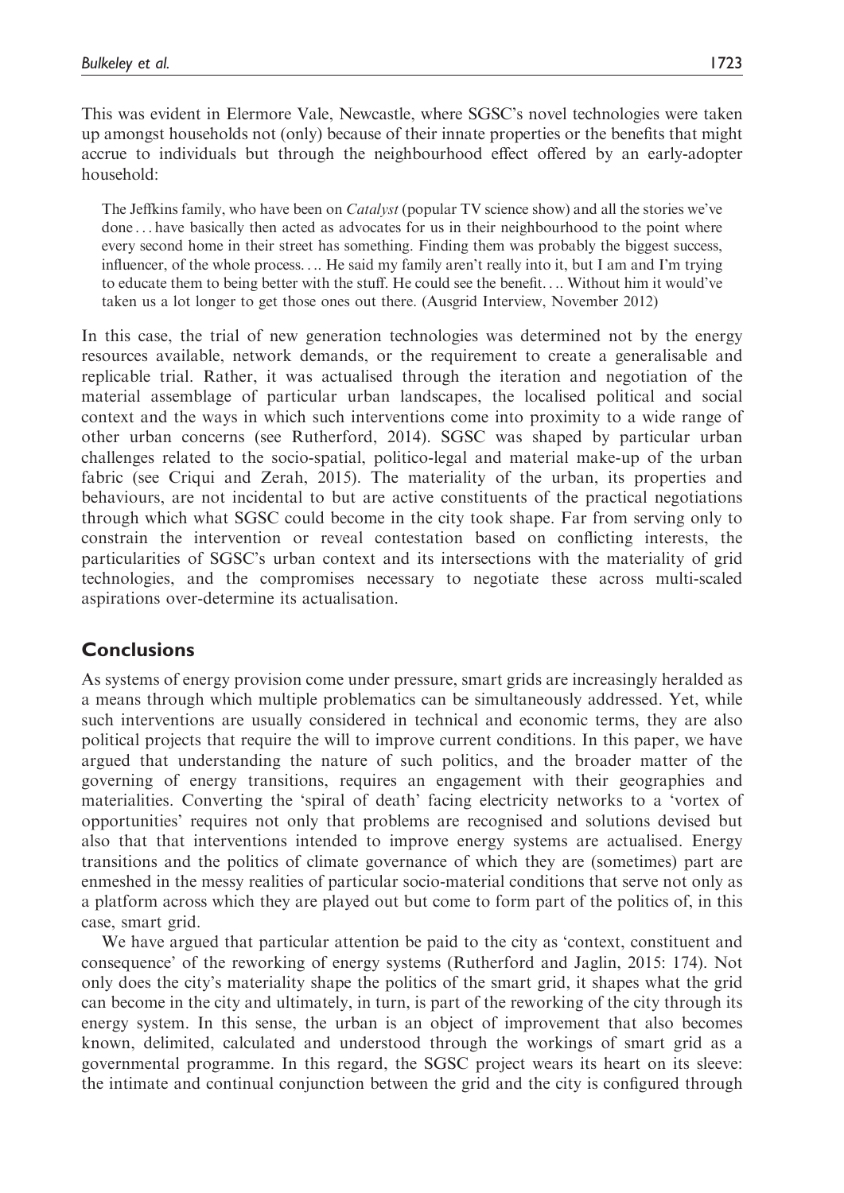This was evident in Elermore Vale, Newcastle, where SGSC's novel technologies were taken up amongst households not (only) because of their innate properties or the benefits that might accrue to individuals but through the neighbourhood effect offered by an early-adopter household:

> The Jeffkins family, who have been on *Catalyst* (popular TV science show) and all the stories we've done ... have basically then acted as advocates for us in their neighbourhood to the point where every second home in their street has something. Finding them was probably the biggest success, influencer, of the whole process. ... He said my family aren't really into it, but I am and I'm trying to educate them to being better with the stuff. He could see the benefit. ... Without him it would've taken us a lot longer to get those ones out there. (Ausgrid Interview, November 2012)

In this case, the trial of new generation technologies was determined not by the energy resources available, network demands, or the requirement to create a generalisable and replicable trial. Rather, it was actualised through the iteration and negotiation of the material assemblage of particular urban landscapes, the localised political and social context and the ways in which such interventions come into proximity to a wide range of other urban concerns (see Rutherford, 2014). SGSC was shaped by particular urban challenges related to the socio-spatial, politico-legal and material make-up of the urban fabric (see Criqui and Zerah, 2015). The materiality of the urban, its properties and behaviours, are not incidental to but are active constituents of the practical negotiations through which what SGSC could become in the city took shape. Far from serving only to constrain the intervention or reveal contestation based on conflicting interests, the particularities of SGSC's urban context and its intersections with the materiality of grid technologies, and the compromises necessary to negotiate these across multi-scaled aspirations over-determine its actualisation.

## Conclusions

As systems of energy provision come under pressure, smart grids are increasingly heralded as a means through which multiple problematics can be simultaneously addressed. Yet, while such interventions are usually considered in technical and economic terms, they are also political projects that require the will to improve current conditions. In this paper, we have argued that understanding the nature of such politics, and the broader matter of the governing of energy transitions, requires an engagement with their geographies and materialities. Converting the 'spiral of death' facing electricity networks to a 'vortex of opportunities' requires not only that problems are recognised and solutions devised but also that that interventions intended to improve energy systems are actualised. Energy transitions and the politics of climate governance of which they are (sometimes) part are enmeshed in the messy realities of particular socio-material conditions that serve not only as a platform across which they are played out but come to form part of the politics of, in this case, smart grid.

We have argued that particular attention be paid to the city as 'context, constituent and consequence' of the reworking of energy systems (Rutherford and Jaglin, 2015: 174). Not only does the city's materiality shape the politics of the smart grid, it shapes what the grid can become in the city and ultimately, in turn, is part of the reworking of the city through its energy system. In this sense, the urban is an object of improvement that also becomes known, delimited, calculated and understood through the workings of smart grid as a governmental programme. In this regard, the SGSC project wears its heart on its sleeve: the intimate and continual conjunction between the grid and the city is configured through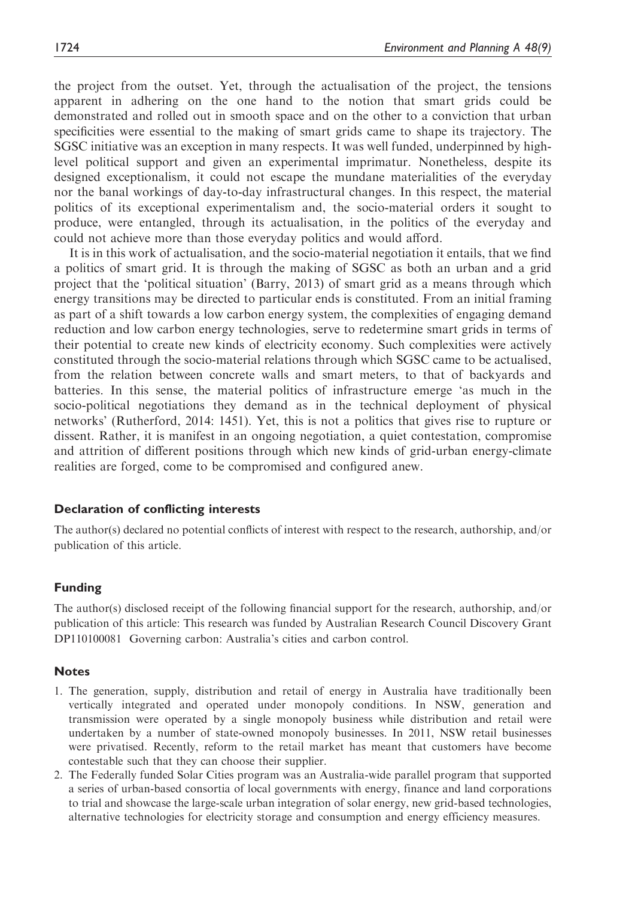the project from the outset. Yet, through the actualisation of the project, the tensions apparent in adhering on the one hand to the notion that smart grids could be demonstrated and rolled out in smooth space and on the other to a conviction that urban specificities were essential to the making of smart grids came to shape its trajectory. The SGSC initiative was an exception in many respects. It was well funded, underpinned by high-level political support and given an experimental imprimatur. Nonetheless, despite its designed exceptionalism, it could not escape the mundane materialities of the everyday nor the banal workings of day-to-day infrastructural changes. In this respect, the material politics of its exceptional experimentalism and, the socio-material orders it sought to produce, were entangled, through its actualisation, in the politics of the everyday and could not achieve more than those everyday politics and would afford.

It is in this work of actualisation, and the socio-material negotiation it entails, that we find a politics of smart grid. It is through the making of SGSC as both an urban and a grid project that the 'political situation' (Barry, 2013) of smart grid as a means through which energy transitions may be directed to particular ends is constituted. From an initial framing as part of a shift towards a low carbon energy system, the complexities of engaging demand reduction and low carbon energy technologies, serve to redetermine smart grids in terms of their potential to create new kinds of electricity economy. Such complexities were actively constituted through the socio-material relations through which SGSC came to be actualised, from the relation between concrete walls and smart meters, to that of backyards and batteries. In this sense, the material politics of infrastructure emerge 'as much in the socio-political negotiations they demand as in the technical deployment of physical networks' (Rutherford, 2014: 1451). Yet, this is not a politics that gives rise to rupture or dissent. Rather, it is manifest in an ongoing negotiation, a quiet contestation, compromise and attrition of different positions through which new kinds of grid-urban energy-climate realities are forged, come to be compromised and configured anew.

## Declaration of conflicting interests

The author(s) declared no potential conflicts of interest with respect to the research, authorship, and/or publication of this article.

## Funding

The author(s) disclosed receipt of the following financial support for the research, authorship, and/or publication of this article: This research was funded by Australian Research Council Discovery Grant DP110100081 Governing carbon: Australia's cities and carbon control.

## Notes

1. The generation, supply, distribution and retail of energy in Australia have traditionally been vertically integrated and operated under monopoly conditions. In NSW, generation and transmission were operated by a single monopoly business while distribution and retail were undertaken by a number of state-owned monopoly businesses. In 2011, NSW retail businesses were privatised. Recently, reform to the retail market has meant that customers have become contestable such that they can choose their supplier.
2. The Federally funded Solar Cities program was an Australia-wide parallel program that supported a series of urban-based consortia of local governments with energy, finance and land corporations to trial and showcase the large-scale urban integration of solar energy, new grid-based technologies, alternative technologies for electricity storage and consumption and energy efficiency measures.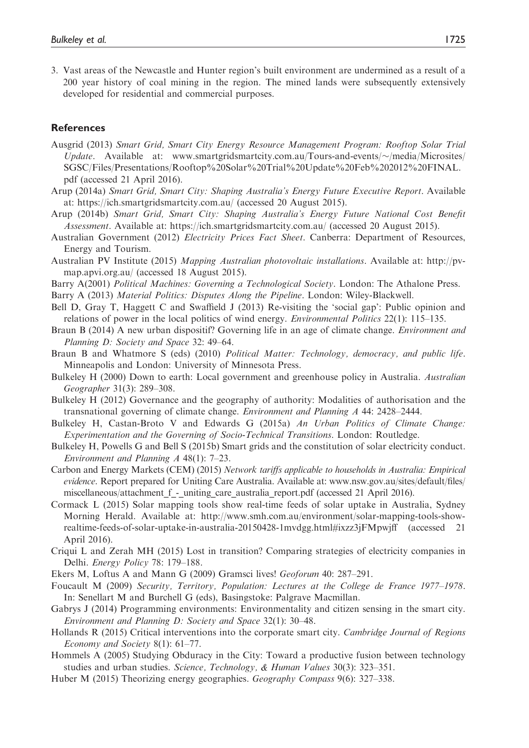3. Vast areas of the Newcastle and Hunter region's built environment are undermined as a result of a 200 year history of coal mining in the region. The mined lands were subsequently extensively developed for residential and commercial purposes.

## References

Ausgrid (2013) *Smart Grid, Smart City Energy Resource Management Program: Rooftop Solar Trial Update*. Available at: www.smartgridsmartcity.com.au/Tours-and-events/~/media/Microsites/SGSC/Files/Presentations/Rooftop%20Solar%20Trial%20Update%20Feb%202012%20FINAL.pdf (accessed 21 April 2016).

Arup (2014a) *Smart Grid, Smart City: Shaping Australia's Energy Future Executive Report*. Available at: https://ich.smartgridsmartcity.com.au/ (accessed 20 August 2015).

Arup (2014b) *Smart Grid, Smart City: Shaping Australia's Energy Future National Cost Benefit Assessment*. Available at: https://ich.smartgridsmartcity.com.au/ (accessed 20 August 2015).

Australian Government (2012) *Electricity Prices Fact Sheet*. Canberra: Department of Resources, Energy and Tourism.

Australian PV Institute (2015) *Mapping Australian photovoltaic installations*. Available at: http://pv-map.apvi.org.au/ (accessed 18 August 2015).

Barry A(2001) *Political Machines: Governing a Technological Society*. London: The Athalone Press.

Barry A (2013) *Material Politics: Disputes Along the Pipeline*. London: Wiley-Blackwell.

Bell D, Gray T, Haggett C and Swaffield J (2013) Re-visiting the 'social gap': Public opinion and relations of power in the local politics of wind energy. *Environmental Politics* 22(1): 115–135.

Braun B (2014) A new urban dispositif? Governing life in an age of climate change. *Environment and Planning D: Society and Space* 32: 49–64.

Braun B and Whatmore S (eds) (2010) *Political Matter: Technology, democracy, and public life*. Minneapolis and London: University of Minnesota Press.

Bulkeley H (2000) Down to earth: Local government and greenhouse policy in Australia. *Australian Geographer* 31(3): 289–308.

Bulkeley H (2012) Governance and the geography of authority: Modalities of authorisation and the transnational governing of climate change. *Environment and Planning A* 44: 2428–2444.

Bulkeley H, Castan-Broto V and Edwards G (2015a) *An Urban Politics of Climate Change: Experimentation and the Governing of Socio-Technical Transitions*. London: Routledge.

Bulkeley H, Powells G and Bell S (2015b) Smart grids and the constitution of solar electricity conduct. *Environment and Planning A* 48(1): 7–23.

Carbon and Energy Markets (CEM) (2015) *Network tariffs applicable to households in Australia: Empirical evidence*. Report prepared for Uniting Care Australia. Available at: www.nsw.gov.au/sites/default/files/miscellaneous/attachment_f_-_uniting_care_australia_report.pdf (accessed 21 April 2016).

Cormack L (2015) Solar mapping tools show real-time feeds of solar uptake in Australia, Sydney Morning Herald. Available at: http://www.smh.com.au/environment/solar-mapping-tools-show-realtime-feeds-of-solar-uptake-in-australia-20150428-1mvdgg.html#ixzz3jFMpwjff (accessed 21 April 2016).

Criqui L and Zerah MH (2015) Lost in transition? Comparing strategies of electricity companies in Delhi. *Energy Policy* 78: 179–188.

Ekers M, Loftus A and Mann G (2009) Gramsci lives! *Geoforum* 40: 287–291.

Foucault M (2009) *Security, Territory, Population: Lectures at the College de France 1977–1978*. In: Senellart M and Burchell G (eds), Basingstoke: Palgrave Macmillan.

Gabrys J (2014) Programming environments: Environmentality and citizen sensing in the smart city. *Environment and Planning D: Society and Space* 32(1): 30–48.

Hollands R (2015) Critical interventions into the corporate smart city. *Cambridge Journal of Regions Economy and Society* 8(1): 61–77.

Hommels A (2005) Studying Obduracy in the City: Toward a productive fusion between technology studies and urban studies. *Science, Technology, & Human Values* 30(3): 323–351.

Huber M (2015) Theorizing energy geographies. *Geography Compass* 9(6): 327–338.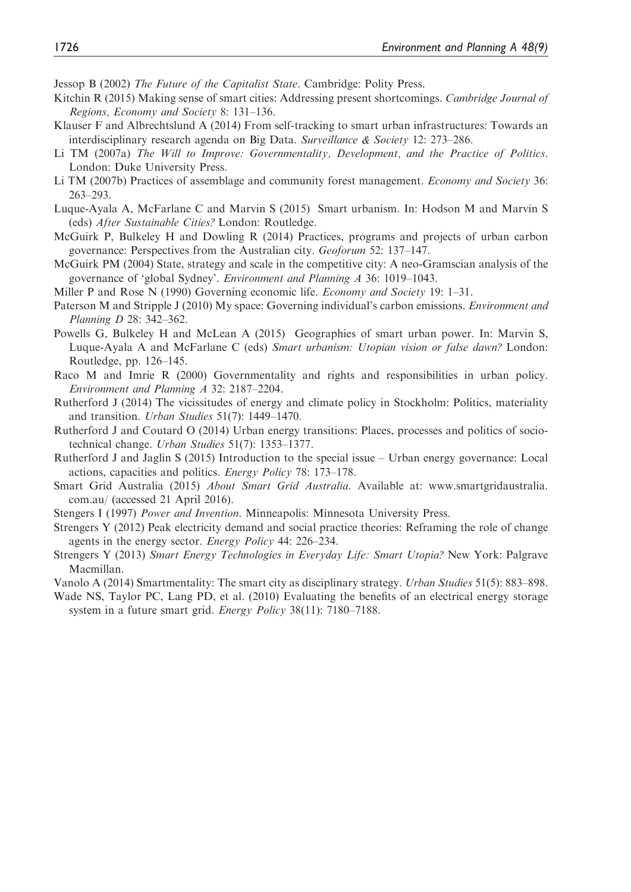Jessop B (2002) *The Future of the Capitalist State*. Cambridge: Polity Press.

Kitchin R (2015) Making sense of smart cities: Addressing present shortcomings. *Cambridge Journal of Regions, Economy and Society* 8: 131–136.

Klauser F and Albrechtslund A (2014) From self-tracking to smart urban infrastructures: Towards an interdisciplinary research agenda on Big Data. *Surveillance & Society* 12: 273–286.

Li TM (2007a) *The Will to Improve: Governmentality, Development, and the Practice of Politics*. London: Duke University Press.

Li TM (2007b) Practices of assemblage and community forest management. *Economy and Society* 36: 263–293.

Luque-Ayala A, McFarlane C and Marvin S (2015) Smart urbanism. In: Hodson M and Marvin S (eds) *After Sustainable Cities?* London: Routledge.

McGuirk P, Bulkeley H and Dowling R (2014) Practices, programs and projects of urban carbon governance: Perspectives from the Australian city. *Geoforum* 52: 137–147.

McGuirk PM (2004) State, strategy and scale in the competitive city: A neo-Gramscian analysis of the governance of 'global Sydney'. *Environment and Planning A* 36: 1019–1043.

Miller P and Rose N (1990) Governing economic life. *Economy and Society* 19: 1–31.

Paterson M and Stripple J (2010) My space: Governing individual's carbon emissions. *Environment and Planning D* 28: 342–362.

Powells G, Bulkeley H and McLean A (2015) Geographies of smart urban power. In: Marvin S, Luque-Ayala A and McFarlane C (eds) *Smart urbanism: Utopian vision or false dawn?* London: Routledge, pp. 126–145.

Raco M and Imrie R (2000) Governmentality and rights and responsibilities in urban policy. *Environment and Planning A* 32: 2187–2204.

Rutherford J (2014) The vicissitudes of energy and climate policy in Stockholm: Politics, materiality and transition. *Urban Studies* 51(7): 1449–1470.

Rutherford J and Coutard O (2014) Urban energy transitions: Places, processes and politics of socio-technical change. *Urban Studies* 51(7): 1353–1377.

Rutherford J and Jaglin S (2015) Introduction to the special issue – Urban energy governance: Local actions, capacities and politics. *Energy Policy* 78: 173–178.

Smart Grid Australia (2015) *About Smart Grid Australia*. Available at: www.smartgridaustralia.com.au/ (accessed 21 April 2016).

Stengers I (1997) *Power and Invention*. Minneapolis: Minnesota University Press.

Strengers Y (2012) Peak electricity demand and social practice theories: Reframing the role of change agents in the energy sector. *Energy Policy* 44: 226–234.

Strengers Y (2013) *Smart Energy Technologies in Everyday Life: Smart Utopia?* New York: Palgrave Macmillan.

Vanolo A (2014) Smartmentality: The smart city as disciplinary strategy. *Urban Studies* 51(5): 883–898.

Wade NS, Taylor PC, Lang PD, et al. (2010) Evaluating the benefits of an electrical energy storage system in a future smart grid. *Energy Policy* 38(11): 7180–7188.